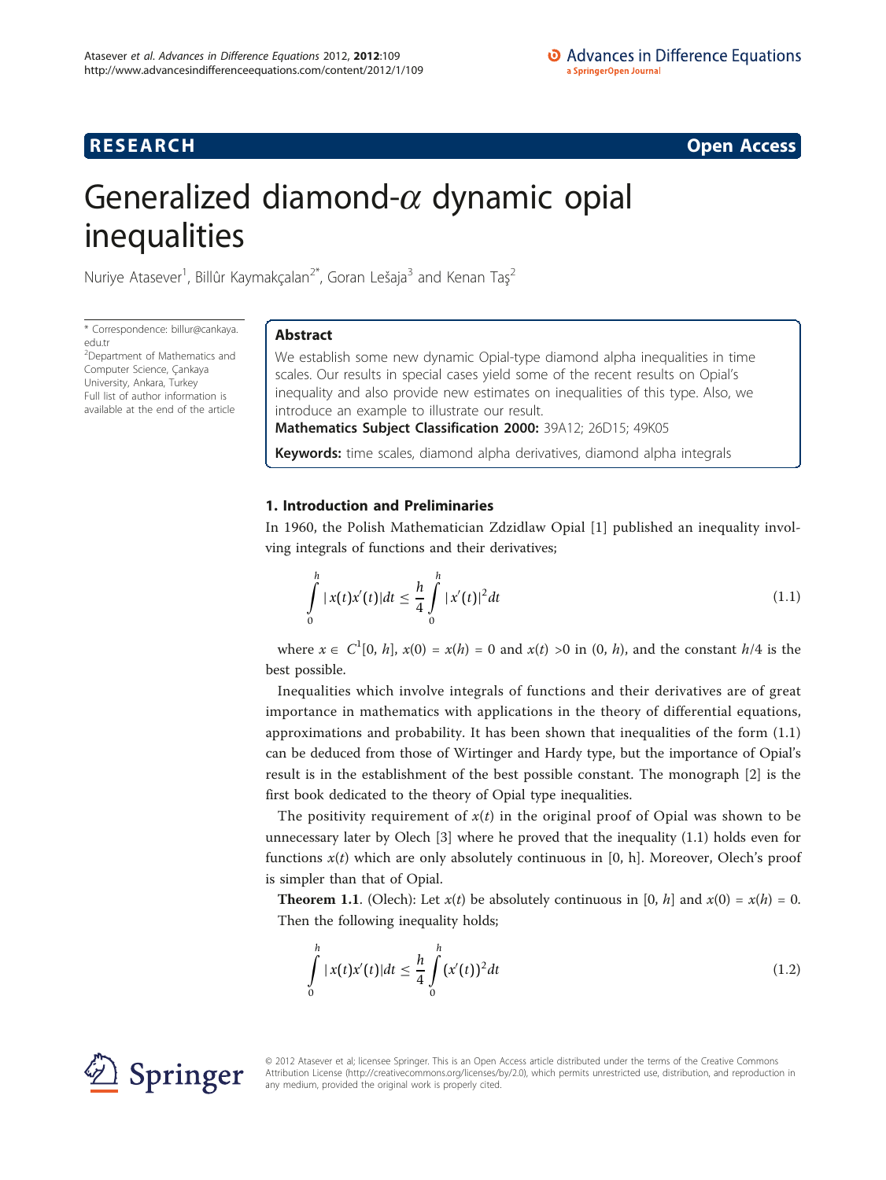**RESEARCH** **Open Access**

# Generalized diamond-$\alpha$ dynamic opial inequalities

Nuriye Atasever[1], Billûr Kaymakçalan[2*], Goran Lešaja[3] and Kenan Taş[2]

\* Correspondence: billur@cankaya.edu.tr
[2]Department of Mathematics and Computer Science, Çankaya University, Ankara, Turkey
Full list of author information is available at the end of the article

## Abstract

We establish some new dynamic Opial-type diamond alpha inequalities in time scales. Our results in special cases yield some of the recent results on Opial's inequality and also provide new estimates on inequalities of this type. Also, we introduce an example to illustrate our result.

**Mathematics Subject Classification 2000:** 39A12; 26D15; 49K05

**Keywords:** time scales, diamond alpha derivatives, diamond alpha integrals

### 1. Introduction and Preliminaries

In 1960, the Polish Mathematician Zdzidlaw Opial [1] published an inequality involving integrals of functions and their derivatives;

$$\int_0^h |x(t)x'(t)|dt \le \frac{h}{4}\int_0^h |x'(t)|^2 dt \tag{1.1}$$

where $x \in C^1[0, h]$, $x(0) = x(h) = 0$ and $x(t) > 0$ in $(0, h)$, and the constant $h/4$ is the best possible.

Inequalities which involve integrals of functions and their derivatives are of great importance in mathematics with applications in the theory of differential equations, approximations and probability. It has been shown that inequalities of the form (1.1) can be deduced from those of Wirtinger and Hardy type, but the importance of Opial's result is in the establishment of the best possible constant. The monograph [2] is the first book dedicated to the theory of Opial type inequalities.

The positivity requirement of $x(t)$ in the original proof of Opial was shown to be unnecessary later by Olech [3] where he proved that the inequality (1.1) holds even for functions $x(t)$ which are only absolutely continuous in [0, h]. Moreover, Olech's proof is simpler than that of Opial.

**Theorem 1.1**. (Olech): Let $x(t)$ be absolutely continuous in $[0, h]$ and $x(0) = x(h) = 0$. Then the following inequality holds;

$$\int_0^h |x(t)x'(t)|dt \le \frac{h}{4}\int_0^h (x'(t))^2 dt \tag{1.2}$$

© 2012 Atasever et al; licensee Springer. This is an Open Access article distributed under the terms of the Creative Commons Attribution License (http://creativecommons.org/licenses/by/2.0), which permits unrestricted use, distribution, and reproduction in any medium, provided the original work is properly cited.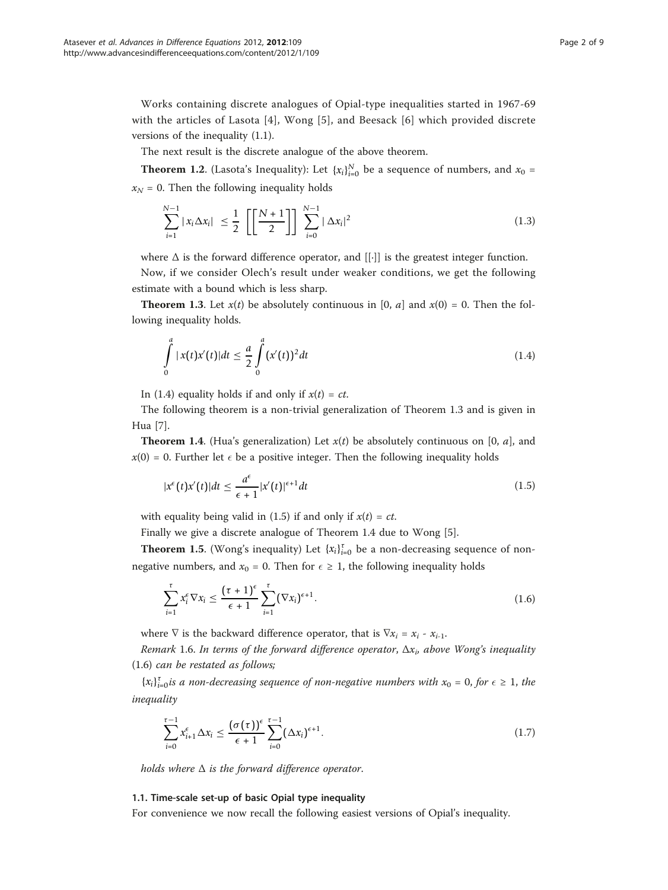Works containing discrete analogues of Opial-type inequalities started in 1967-69 with the articles of Lasota [4], Wong [5], and Beesack [6] which provided discrete versions of the inequality (1.1).

The next result is the discrete analogue of the above theorem.

**Theorem 1.2**. (Lasota's Inequality): Let $\{x_i\}_{i=0}^{N}$ be a sequence of numbers, and $x_0 = x_N = 0$. Then the following inequality holds

$$\sum_{i=1}^{N-1} |x_i \Delta x_i| \leq \frac{1}{2} \left[\left[\frac{N+1}{2}\right]\right] \sum_{i=0}^{N-1} |\Delta x_i|^2 \tag{1.3}$$

where $\Delta$ is the forward difference operator, and $[[\cdot]]$ is the greatest integer function.

Now, if we consider Olech's result under weaker conditions, we get the following estimate with a bound which is less sharp.

**Theorem 1.3**. Let $x(t)$ be absolutely continuous in $[0, a]$ and $x(0) = 0$. Then the following inequality holds.

$$\int_0^a |x(t)x'(t)|dt \leq \frac{a}{2}\int_0^a (x'(t))^2 dt \tag{1.4}$$

In (1.4) equality holds if and only if $x(t) = ct$.

The following theorem is a non-trivial generalization of Theorem 1.3 and is given in Hua [7].

**Theorem 1.4**. (Hua's generalization) Let $x(t)$ be absolutely continuous on $[0, a]$, and $x(0) = 0$. Further let $\epsilon$ be a positive integer. Then the following inequality holds

$$|x^{\epsilon}(t)x'(t)|dt \leq \frac{a^{\epsilon}}{\epsilon+1}|x'(t)|^{\epsilon+1}dt \tag{1.5}$$

with equality being valid in (1.5) if and only if $x(t) = ct$.

Finally we give a discrete analogue of Theorem 1.4 due to Wong [5].

**Theorem 1.5**. (Wong's inequality) Let $\{x_i\}_{i=0}^{\tau}$ be a non-decreasing sequence of non-negative numbers, and $x_0 = 0$. Then for $\epsilon \geq 1$, the following inequality holds

$$\sum_{i=1}^{\tau} x_i^{\epsilon} \nabla x_i \leq \frac{(\tau+1)^{\epsilon}}{\epsilon+1} \sum_{i=1}^{\tau} (\nabla x_i)^{\epsilon+1}. \tag{1.6}$$

where $\nabla$ is the backward difference operator, that is $\nabla x_i = x_i - x_{i-1}$.

*Remark* 1.6. *In terms of the forward difference operator, $\Delta x_i$, above Wong's inequality (1.6) can be restated as follows;*

*$\{x_i\}_{i=0}^{\tau}$ is a non-decreasing sequence of non-negative numbers with $x_0 = 0$, for $\epsilon \geq 1$, the inequality*

$$\sum_{i=0}^{\tau-1} x_{i+1}^{\epsilon} \Delta x_i \leq \frac{(\sigma(\tau))^{\epsilon}}{\epsilon+1} \sum_{i=0}^{\tau-1} (\Delta x_i)^{\epsilon+1}. \tag{1.7}$$

*holds where $\Delta$ is the forward difference operator.*

#### 1.1. Time-scale set-up of basic Opial type inequality

For convenience we now recall the following easiest versions of Opial's inequality.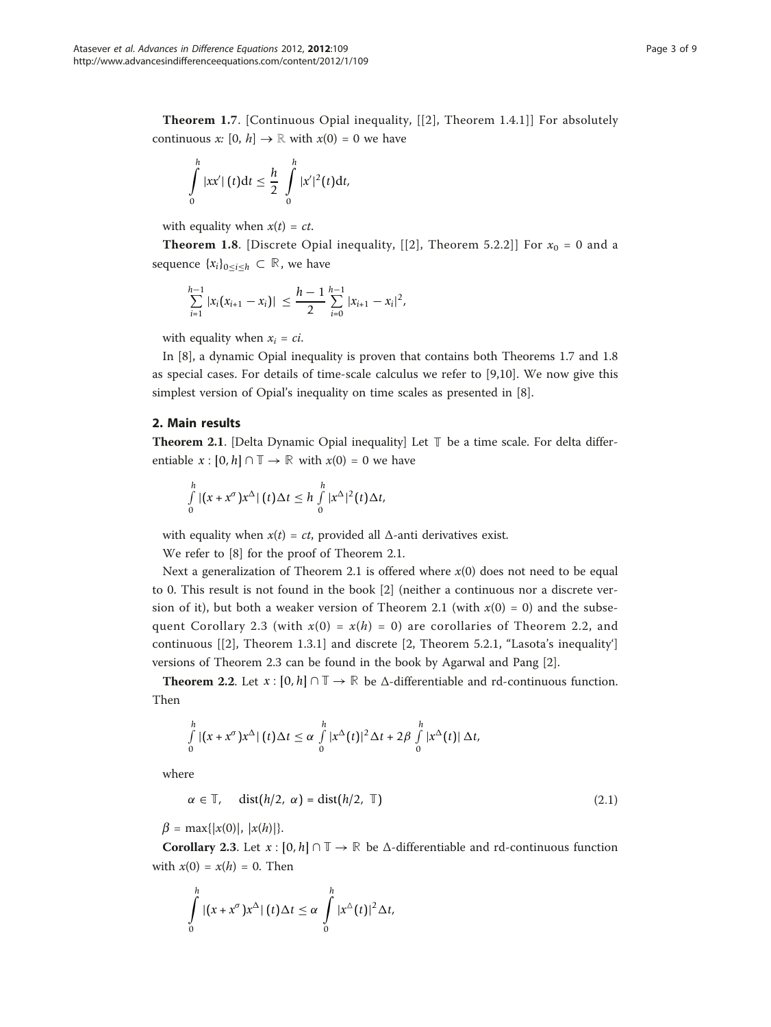**Theorem 1.7**. [Continuous Opial inequality, [[2], Theorem 1.4.1]] For absolutely continuous $x$: $[0, h] \to \mathbb{R}$ with $x(0) = 0$ we have

$$\int_0^h |xx'|(t)\mathrm{d}t \le \frac{h}{2} \int_0^h |x'|^2(t)\mathrm{d}t,$$

with equality when $x(t) = ct$.

**Theorem 1.8**. [Discrete Opial inequality, [[2], Theorem 5.2.2]] For $x_0 = 0$ and a sequence $\{x_i\}_{0 \le i \le h} \subset \mathbb{R}$, we have

$$\sum_{i=1}^{h-1} |x_i(x_{i+1} - x_i)| \le \frac{h-1}{2} \sum_{i=0}^{h-1} |x_{i+1} - x_i|^2,$$

with equality when $x_i = ci$.

In [8], a dynamic Opial inequality is proven that contains both Theorems 1.7 and 1.8 as special cases. For details of time-scale calculus we refer to [9,10]. We now give this simplest version of Opial's inequality on time scales as presented in [8].

## 2. Main results

**Theorem 2.1**. [Delta Dynamic Opial inequality] Let $\mathbb{T}$ be a time scale. For delta differentiable $x : [0, h] \cap \mathbb{T} \to \mathbb{R}$ with $x(0) = 0$ we have

$$\int_0^h |(x + x^\sigma)x^\Delta|(t)\Delta t \le h \int_0^h |x^\Delta|^2(t)\Delta t,$$

with equality when $x(t) = ct$, provided all $\Delta$-anti derivatives exist.

We refer to [8] for the proof of Theorem 2.1.

Next a generalization of Theorem 2.1 is offered where $x(0)$ does not need to be equal to 0. This result is not found in the book [2] (neither a continuous nor a discrete version of it), but both a weaker version of Theorem 2.1 (with $x(0) = 0$) and the subsequent Corollary 2.3 (with $x(0) = x(h) = 0$) are corollaries of Theorem 2.2, and continuous [[2], Theorem 1.3.1] and discrete [2, Theorem 5.2.1, "Lasota's inequality'] versions of Theorem 2.3 can be found in the book by Agarwal and Pang [2].

**Theorem 2.2**. Let $x : [0, h] \cap \mathbb{T} \to \mathbb{R}$ be $\Delta$-differentiable and rd-continuous function. Then

$$\int_0^h |(x + x^\sigma)x^\Delta|(t)\Delta t \le \alpha \int_0^h |x^\Delta(t)|^2 \Delta t + 2\beta \int_0^h |x^\Delta(t)|\,\Delta t,$$

where

$$\alpha \in \mathbb{T}, \quad \mathrm{dist}(h/2, \alpha) = \mathrm{dist}(h/2, \mathbb{T}) \tag{2.1}$$

$\beta = \max\{|x(0)|, |x(h)|\}$.

**Corollary 2.3**. Let $x : [0, h] \cap \mathbb{T} \to \mathbb{R}$ be $\Delta$-differentiable and rd-continuous function with $x(0) = x(h) = 0$. Then

$$\int_0^h |(x + x^\sigma)x^\Delta|(t)\Delta t \le \alpha \int_0^h |x^\Delta(t)|^2 \Delta t,$$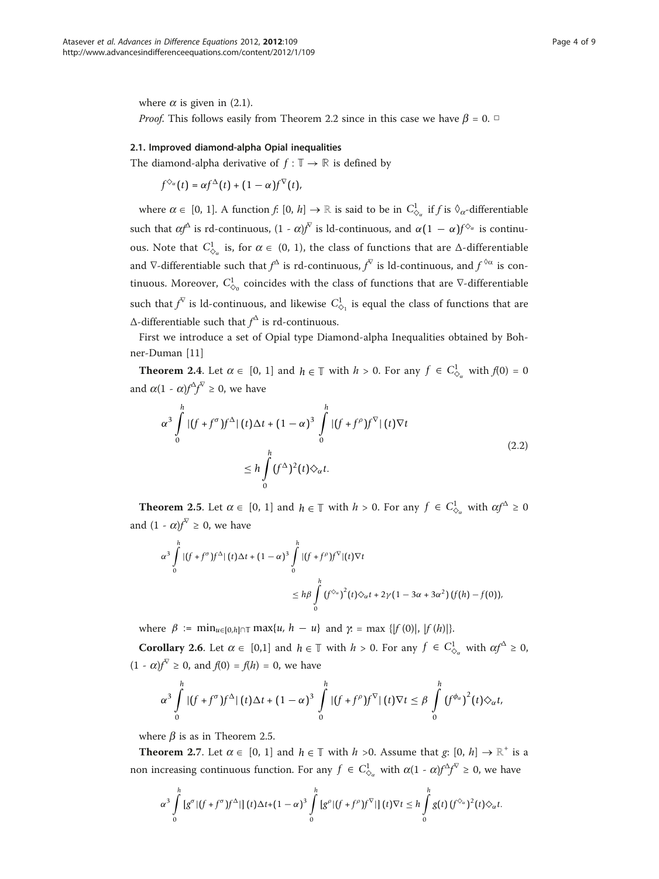where $\alpha$ is given in (2.1).

*Proof*. This follows easily from Theorem 2.2 since in this case we have $\beta = 0$. □

### 2.1. Improved diamond-alpha Opial inequalities

The diamond-alpha derivative of $f : \mathbb{T} \to \mathbb{R}$ is defined by

$$f^{\diamond_\alpha}(t) = \alpha f^{\Delta}(t) + (1 - \alpha) f^{\nabla}(t),$$

where $\alpha \in [0, 1]$. A function $f$: $[0, h] \to \mathbb{R}$ is said to be in $C^1_{\diamond_\alpha}$ if $f$ is $\diamond_\alpha$-differentiable such that $\alpha f^{\Delta}$ is rd-continuous, $(1 - \alpha)f^{\nabla}$ is ld-continuous, and $\alpha(1-\alpha)f^{\diamond_\alpha}$ is continuous. Note that $C^1_{\diamond_\alpha}$ is, for $\alpha \in (0, 1)$, the class of functions that are $\Delta$-differentiable and $\nabla$-differentiable such that $f^{\Delta}$ is rd-continuous, $f^{\nabla}$ is ld-continuous, and $f^{\diamond\alpha}$ is continuous. Moreover, $C^1_{\diamond_0}$ coincides with the class of functions that are $\nabla$-differentiable such that $f^{\nabla}$ is ld-continuous, and likewise $C^1_{\diamond_1}$ is equal the class of functions that are $\Delta$-differentiable such that $f^{\Delta}$ is rd-continuous.

First we introduce a set of Opial type Diamond-alpha Inequalities obtained by Bohner-Duman [11]

**Theorem 2.4**. Let $\alpha \in [0, 1]$ and $h \in \mathbb{T}$ with $h > 0$. For any $f \in C^1_{\diamond_\alpha}$ with $f(0) = 0$ and $\alpha(1 - \alpha)f^{\Delta}f^{\nabla} \geq 0$, we have

$$\alpha^3 \int_0^h |(f + f^{\sigma})f^{\Delta}|(t)\Delta t + (1-\alpha)^3 \int_0^h |(f + f^{\rho})f^{\nabla}|(t)\nabla t \leq h \int_0^h (f^{\Delta})^2(t) \diamond_\alpha t. \tag{2.2}$$

**Theorem 2.5**. Let $\alpha \in [0, 1]$ and $h \in \mathbb{T}$ with $h > 0$. For any $f \in C^1_{\diamond_\alpha}$ with $\alpha f^{\Delta} \geq 0$ and $(1 - \alpha)f^{\nabla} \geq 0$, we have

$$\alpha^3 \int_0^h |(f + f^{\sigma})f^{\Delta}|(t)\Delta t + (1-\alpha)^3 \int_0^h |(f + f^{\rho})f^{\nabla}|(t)\nabla t \leq h\beta \int_0^h (f^{\diamond_\alpha})^2(t)\diamond_\alpha t + 2\gamma(1 - 3\alpha + 3\alpha^2)(f(h) - f(0)),$$

where $\beta := \min_{u \in [0,h] \cap \mathbb{T}} \max\{u, h - u\}$ and $\gamma := \max\{|f(0)|, |f(h)|\}$.

**Corollary 2.6**. Let $\alpha \in [0,1]$ and $h \in \mathbb{T}$ with $h > 0$. For any $f \in C^1_{\diamond_\alpha}$ with $\alpha f^{\Delta} \geq 0$, $(1 - \alpha)f^{\nabla} \geq 0$, and $f(0) = f(h) = 0$, we have

$$\alpha^3 \int_0^h |(f + f^{\sigma})f^{\Delta}|(t)\Delta t + (1-\alpha)^3 \int_0^h |(f + f^{\rho})f^{\nabla}|(t)\nabla t \leq \beta \int_0^h (f^{\phi_\alpha})^2(t)\diamond_\alpha t,$$

where $\beta$ is as in Theorem 2.5.

**Theorem 2.7**. Let $\alpha \in [0, 1]$ and $h \in \mathbb{T}$ with $h > 0$. Assume that $g$: $[0, h] \to \mathbb{R}^+$ is a non increasing continuous function. For any $f \in C^1_{\diamond_\alpha}$ with $\alpha(1 - \alpha)f^{\Delta}f^{\nabla} \geq 0$, we have

$$\alpha^3 \int_0^h [g^{\sigma}|(f + f^{\sigma})f^{\Delta}|](t)\Delta t + (1-\alpha)^3 \int_0^h [g^{\rho}|(f + f^{\rho})f^{\nabla}|](t)\nabla t \leq h \int_0^h g(t)(f^{\diamond_\alpha})^2(t)\diamond_\alpha t.$$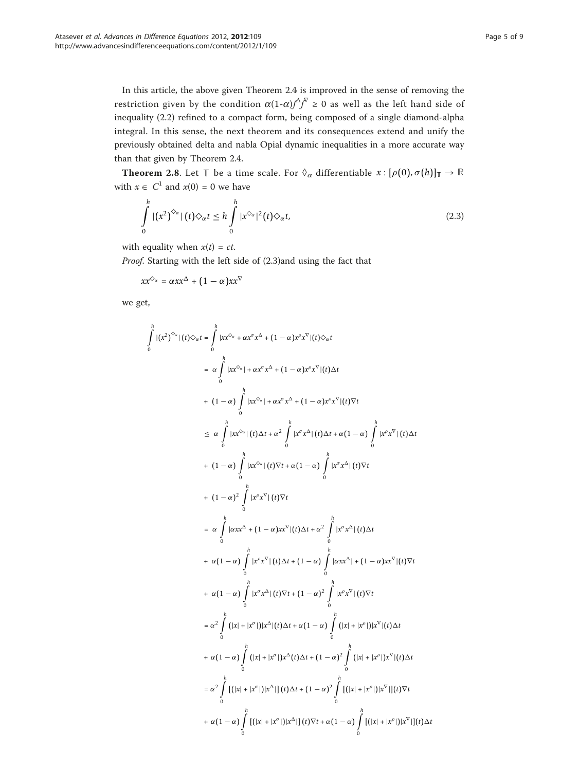In this article, the above given Theorem 2.4 is improved in the sense of removing the restriction given by the condition $\alpha(1-\alpha)f^{\Delta}f^{\nabla} \geq 0$ as well as the left hand side of inequality (2.2) refined to a compact form, being composed of a single diamond-alpha integral. In this sense, the next theorem and its consequences extend and unify the previously obtained delta and nabla Opial dynamic inequalities in a more accurate way than that given by Theorem 2.4.

**Theorem 2.8**. Let $\mathbb{T}$ be a time scale. For $\Diamond_\alpha$ differentiable $x : [\rho(0), \sigma(h)]_{\mathbb{T}} \rightarrow \mathbb{R}$ with $x \in C^1$ and $x(0) = 0$ we have

$$\int_0^h |(x^2)^{\Diamond_\alpha}|(t)\Diamond_\alpha t \leq h\int_0^h |x^{\Diamond_\alpha}|^2(t)\Diamond_\alpha t, \tag{2.3}$$

with equality when $x(t) = ct$.

*Proof*. Starting with the left side of (2.3)and using the fact that

$$xx^{\Diamond_\alpha} = \alpha xx^{\Delta} + (1-\alpha)xx^{\nabla}$$

we get,

$$\begin{aligned}
\int_0^h |(x^2)^{\Diamond_\alpha}|(t)\Diamond_\alpha t &= \int_0^h |xx^{\Diamond_\alpha} + \alpha x^\sigma x^\Delta + (1-\alpha)x^\rho x^\nabla|(t)\Diamond_\alpha t \\
&= \alpha \int_0^h |xx^{\Diamond_\alpha}| + \alpha x^\sigma x^\Delta + (1-\alpha)x^\rho x^\nabla|(t)\Delta t \\
&+ (1-\alpha)\int_0^h |xx^{\Diamond_\alpha}| + \alpha x^\sigma x^\Delta + (1-\alpha)x^\rho x^\nabla|(t)\nabla t \\
&\leq \alpha \int_0^h |xx^{\Diamond_\alpha}|(t)\Delta t + \alpha^2 \int_0^h |x^\sigma x^\Delta|(t)\Delta t + \alpha(1-\alpha)\int_0^h |x^\rho x^\nabla|(t)\Delta t \\
&+ (1-\alpha)\int_0^h |xx^{\Diamond_\alpha}|(t)\nabla t + \alpha(1-\alpha)\int_0^h |x^\sigma x^\Delta|(t)\nabla t \\
&+ (1-\alpha)^2 \int_0^h |x^\rho x^\nabla|(t)\nabla t \\
&= \alpha \int_0^h |\alpha xx^\Delta + (1-\alpha)xx^\nabla|(t)\Delta t + \alpha^2 \int_0^h |x^\sigma x^\Delta|(t)\Delta t \\
&+ \alpha(1-\alpha)\int_0^h |x^\rho x^\nabla|(t)\Delta t + (1-\alpha)\int_0^h |\alpha xx^\Delta| + (1-\alpha)xx^\nabla|(t)\nabla t \\
&+ \alpha(1-\alpha)\int_0^h |x^\sigma x^\Delta|(t)\nabla t + (1-\alpha)^2\int_0^h |x^\rho x^\nabla|(t)\nabla t \\
&= \alpha^2 \int_0^h (|x| + |x^\sigma|)|x^\Delta|(t)\Delta t + \alpha(1-\alpha)\int_0^h (|x| + |x^\rho|)|x^\nabla|(t)\Delta t \\
&+ \alpha(1-\alpha)\int_0^h (|x| + |x^\sigma|)x^\Delta(t)\Delta t + (1-\alpha)^2 \int_0^h (|x| + |x^\rho|)x^\nabla|(t)\Delta t \\
&= \alpha^2 \int_0^h [(|x| + |x^\sigma|)|x^\Delta|](t)\Delta t + (1-\alpha)^2 \int_0^h [(|x| + |x^\rho|)|x^\nabla|](t)\nabla t \\
&+ \alpha(1-\alpha)\int_0^h [(|x| + |x^\sigma|)|x^\Delta|](t)\nabla t + \alpha(1-\alpha)\int_0^h [(|x| + |x^\rho|)|x^\nabla|](t)\Delta t
\end{aligned}$$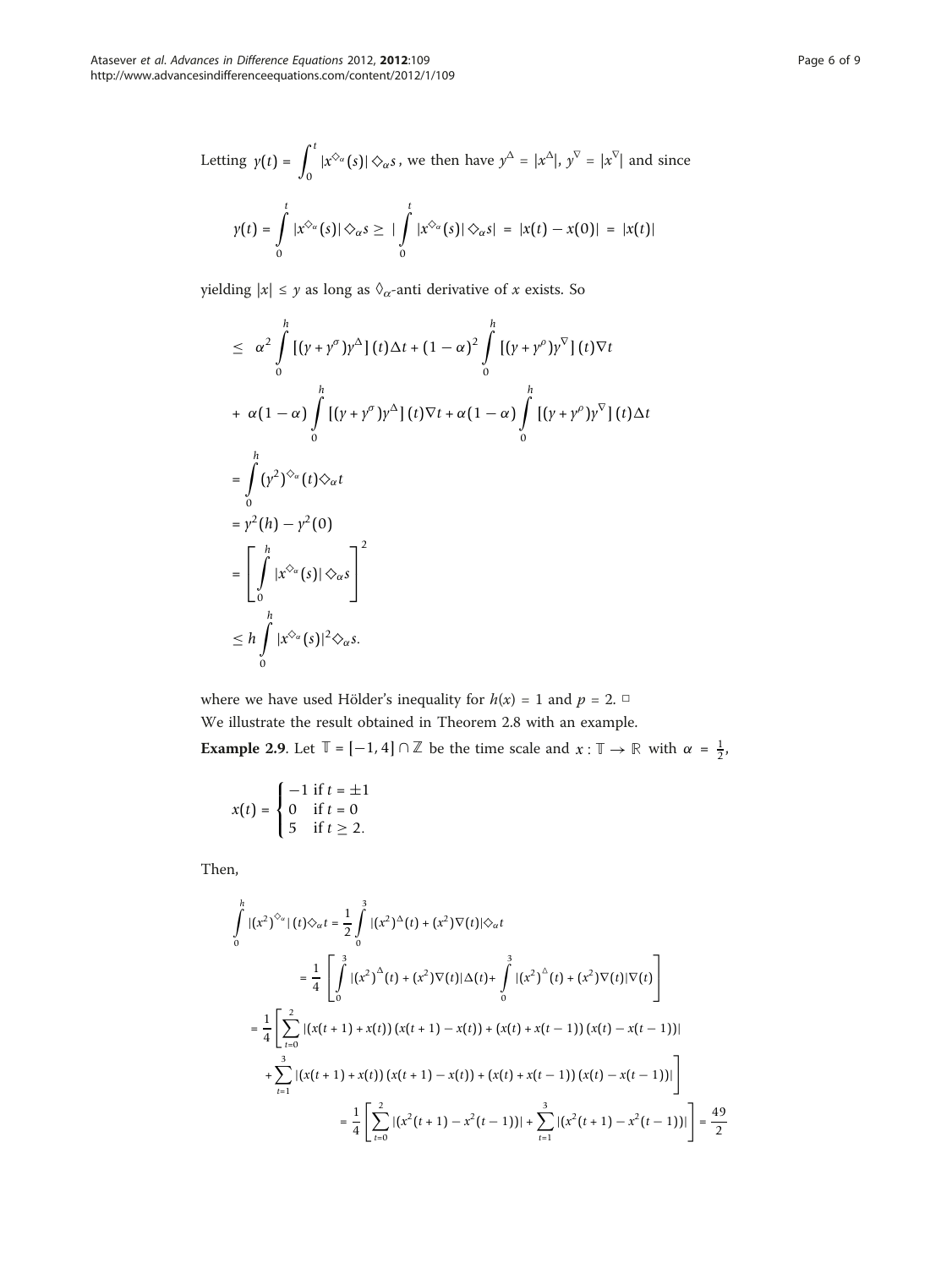Letting $y(t) = \int_0^t |x^{\diamondsuit_\alpha}(s)| \diamondsuit_\alpha s$, we then have $y^\Delta = |x^\Delta|$, $y^\nabla = |x^\nabla|$ and since

$$y(t) = \int_0^t |x^{\diamondsuit_\alpha}(s)| \diamondsuit_\alpha s \geq \left| \int_0^t |x^{\diamondsuit_\alpha}(s)| \diamondsuit_\alpha s \right| = |x(t) - x(0)| = |x(t)|$$

yielding $|x| \leq y$ as long as $\Diamond_\alpha$-anti derivative of $x$ exists. So

$$\begin{aligned}
&\leq \alpha^2 \int_0^h [(y + y^\sigma) y^\Delta](t) \Delta t + (1-\alpha)^2 \int_0^h [(y + y^\rho) y^\nabla](t) \nabla t \\
&+ \alpha(1-\alpha) \int_0^h [(y + y^\sigma) y^\Delta](t) \nabla t + \alpha(1-\alpha) \int_0^h [(y + y^\rho) y^\nabla](t) \Delta t \\
&= \int_0^h (y^2)^{\diamondsuit_\alpha}(t) \diamondsuit_\alpha t \\
&= y^2(h) - y^2(0) \\
&= \left[ \int_0^h |x^{\diamondsuit_\alpha}(s)| \diamondsuit_\alpha s \right]^2 \\
&\leq h \int_0^h |x^{\diamondsuit_\alpha}(s)|^2 \diamondsuit_\alpha s.
\end{aligned}$$

where we have used Hölder's inequality for $h(x) = 1$ and $p = 2$. □

We illustrate the result obtained in Theorem 2.8 with an example.

**Example 2.9**. Let $\mathbb{T} = [-1, 4] \cap \mathbb{Z}$ be the time scale and $x : \mathbb{T} \to \mathbb{R}$ with $\alpha = \frac{1}{2}$,

$$x(t) = \begin{cases} -1 & \text{if } t = \pm 1 \\ 0 & \text{if } t = 0 \\ 5 & \text{if } t \geq 2. \end{cases}$$

Then,

$$\begin{aligned}
\int_0^h |(x^2)^{\diamondsuit_\alpha}|(t) \diamondsuit_\alpha t &= \frac{1}{2} \int_0^3 |(x^2)^\Delta(t) + (x^2)\nabla(t)| \diamondsuit_\alpha t \\
&= \frac{1}{4} \left[ \int_0^3 |(x^2)^\Delta(t) + (x^2)\nabla(t)| \Delta(t) + \int_0^3 |(x^2)^\Delta(t) + (x^2)\nabla(t)| \nabla(t) \right] \\
&= \frac{1}{4} \left[ \sum_{t=0}^2 |(x(t+1) + x(t))(x(t+1) - x(t)) + (x(t) + x(t-1))(x(t) - x(t-1))| \right. \\
&\quad \left. + \sum_{t=1}^3 |(x(t+1) + x(t))(x(t+1) - x(t)) + (x(t) + x(t-1))(x(t) - x(t-1))| \right] \\
&= \frac{1}{4} \left[ \sum_{t=0}^2 |(x^2(t+1) - x^2(t-1))| + \sum_{t=1}^3 |(x^2(t+1) - x^2(t-1))| \right] = \frac{49}{2}
\end{aligned}$$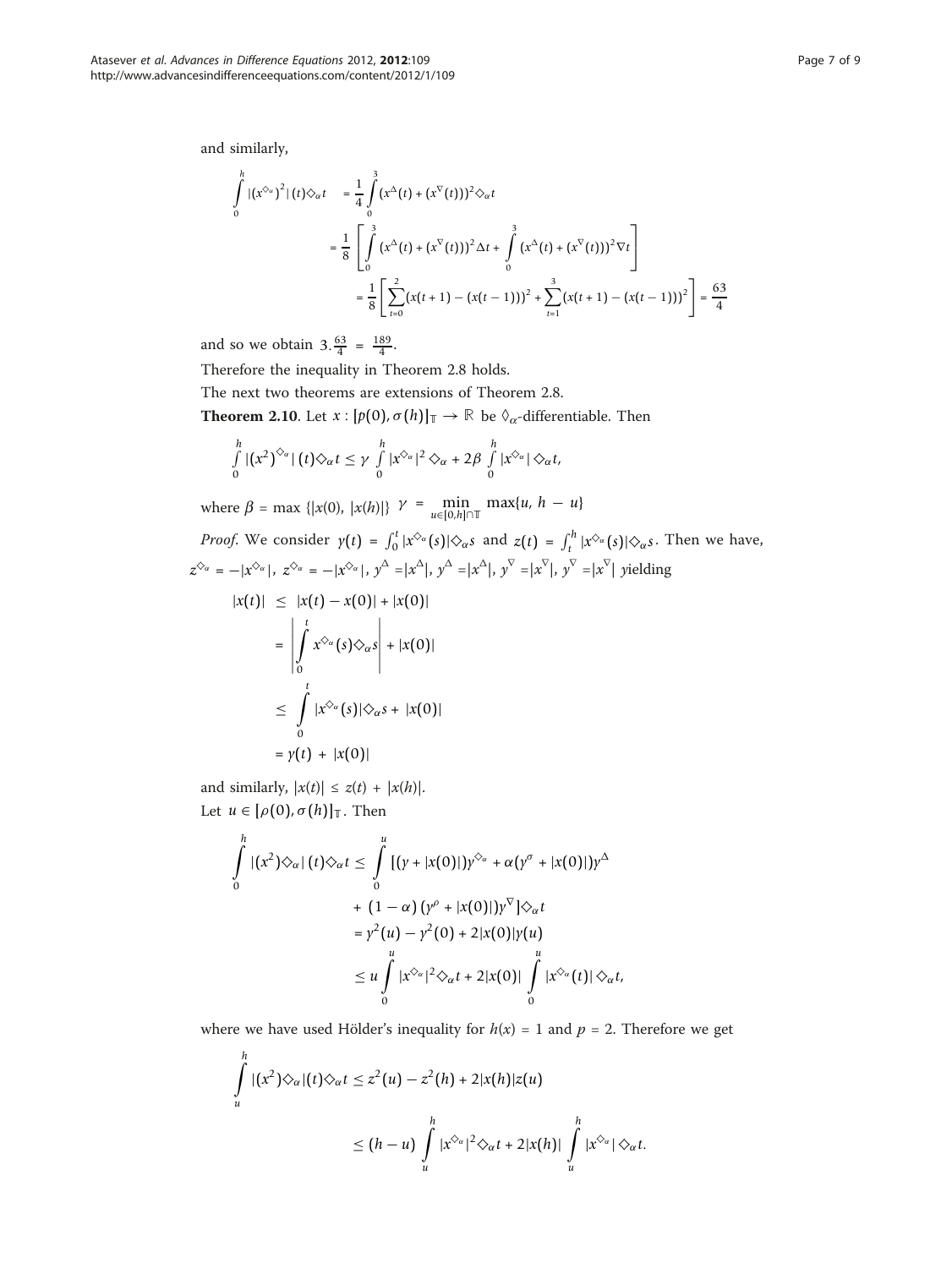and similarly,

$$\int_0^h |(x^{\diamond_\alpha})^2|(t)\diamond_\alpha t = \frac{1}{4}\int_0^3 (x^\Delta(t) + (x^\nabla(t)))^2 \diamond_\alpha t$$

$$= \frac{1}{8}\left[\int_0^3 (x^\Delta(t) + (x^\nabla(t)))^2 \Delta t + \int_0^3 (x^\Delta(t) + (x^\nabla(t)))^2 \nabla t\right]$$

$$= \frac{1}{8}\left[\sum_{t=0}^{2} (x(t+1) - (x(t-1)))^2 + \sum_{t=1}^{3} (x(t+1) - (x(t-1)))^2\right] = \frac{63}{4}$$

and so we obtain $3.\frac{63}{4} = \frac{189}{4}$.

Therefore the inequality in Theorem 2.8 holds.

The next two theorems are extensions of Theorem 2.8.

**Theorem 2.10**. Let $x : [p(0), \sigma(h)]_{\mathbb{T}} \to \mathbb{R}$ be $\Diamond_\alpha$-differentiable. Then

$$\int_0^h |(x^2)^{\diamond_\alpha}|(t)\diamond_\alpha t \leq \gamma \int_0^h |x^{\diamond_\alpha}|^2 \diamond_\alpha + 2\beta \int_0^h |x^{\diamond_\alpha}| \diamond_\alpha t,$$

where $\beta = \max\{|x(0), |x(h)|\}$ $\gamma = \min_{u \in [0,h] \cap \mathbb{T}} \max\{u, h-u\}$

*Proof.* We consider $y(t) = \int_0^t |x^{\diamond_\alpha}(s)|\diamond_\alpha s$ and $z(t) = \int_t^h |x^{\diamond_\alpha}(s)|\diamond_\alpha s$. Then we have, $z^{\diamond_\alpha} = -|x^{\diamond_\alpha}|$, $z^{\diamond_\alpha} = -|x^{\diamond_\alpha}|$, $y^\Delta = |x^\Delta|$, $y^\Delta = |x^\Delta|$, $y^\nabla = |x^\nabla|$, $y^\nabla = |x^\nabla|$ *y*ielding

$$\begin{aligned}
|x(t)| &\leq |x(t) - x(0)| + |x(0)| \\
&= \left|\int_0^t x^{\diamond_\alpha}(s)\diamond_\alpha s\right| + |x(0)| \\
&\leq \int_0^t |x^{\diamond_\alpha}(s)|\diamond_\alpha s + |x(0)| \\
&= y(t) + |x(0)|
\end{aligned}$$

and similarly, $|x(t)| \leq z(t) + |x(h)|$.

Let $u \in [\rho(0), \sigma(h)]_{\mathbb{T}}$. Then

$$\begin{aligned}
\int_0^h |(x^2)\diamond_\alpha|(t)\diamond_\alpha t &\leq \int_0^u [(y + |x(0)|)y^{\diamond_\alpha} + \alpha(y^\sigma + |x(0)|)y^\Delta \\
&\quad + (1-\alpha)(y^\rho + |x(0)|)y^\nabla]\diamond_\alpha t \\
&= y^2(u) - y^2(0) + 2|x(0)|y(u) \\
&\leq u\int_0^u |x^{\diamond_\alpha}|^2 \diamond_\alpha t + 2|x(0)| \int_0^u |x^{\diamond_\alpha}(t)|\diamond_\alpha t,
\end{aligned}$$

where we have used Hölder's inequality for $h(x) = 1$ and $p = 2$. Therefore we get

$$\begin{aligned}
\int_u^h |(x^2)\diamond_\alpha|(t)\diamond_\alpha t &\leq z^2(u) - z^2(h) + 2|x(h)|z(u) \\
&\leq (h-u)\int_u^h |x^{\diamond_\alpha}|^2 \diamond_\alpha t + 2|x(h)| \int_u^h |x^{\diamond_\alpha}|\diamond_\alpha t.
\end{aligned}$$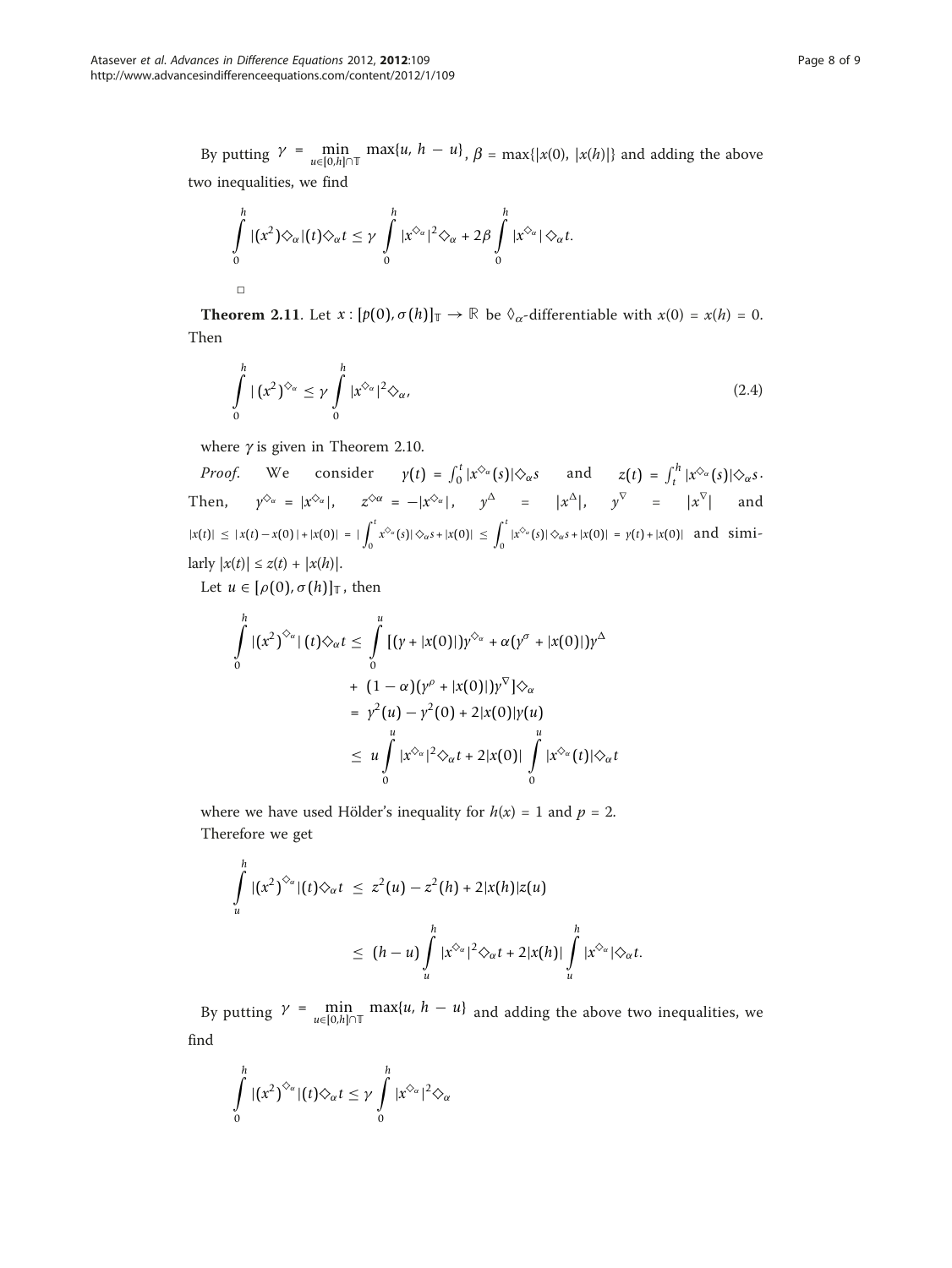By putting $\gamma = \min_{u\in[0,h]\cap\mathbb{T}} \max\{u, h - u\}$, $\beta = \max\{|x(0), |x(h)|\}$ and adding the above two inequalities, we find

$$\int_0^h |(x^2)\diamondsuit_\alpha|(t)\diamondsuit_\alpha t \leq \gamma \int_0^h |x^{\diamondsuit_\alpha}|^2\diamondsuit_\alpha + 2\beta\int_0^h |x^{\diamondsuit_\alpha}|\diamondsuit_\alpha t.$$

□

**Theorem 2.11**. Let $x : [p(0), \sigma(h)]_{\mathbb{T}} \to \mathbb{R}$ be $\Diamond_\alpha$-differentiable with $x(0) = x(h) = 0$. Then

$$\int_0^h |(x^2)^{\diamondsuit_\alpha} \leq \gamma \int_0^h |x^{\diamondsuit_\alpha}|^2\diamondsuit_\alpha, \tag{2.4}$$

where $\gamma$ is given in Theorem 2.10.

*Proof*. We consider $y(t) = \int_0^t |x^{\diamondsuit_\alpha}(s)|\diamondsuit_\alpha s$ and $z(t) = \int_t^h |x^{\diamondsuit_\alpha}(s)|\diamondsuit_\alpha s$. Then, $y^{\diamondsuit_\alpha} = |x^{\diamondsuit_\alpha}|$, $z^{\diamondsuit\alpha} = -|x^{\diamondsuit_\alpha}|$, $y^\Delta = |x^\Delta|$, $y^\nabla = |x^\nabla|$ and $|x(t)| \leq |x(t) - x(0)| + |x(0)| = |\int_0^t x^{\diamondsuit_\alpha}(s)|\diamondsuit_\alpha s + |x(0)| \leq \int_0^t |x^{\diamondsuit_\alpha}(s)|\diamondsuit_\alpha s + |x(0)| = y(t) + |x(0)|$ and similarly $|x(t)| \leq z(t) + |x(h)|$.

Let $u \in [\rho(0), \sigma(h)]_{\mathbb{T}}$, then

$$\begin{aligned}
\int_0^h |(x^2)^{\diamondsuit_\alpha}|(t)\diamondsuit_\alpha t &\leq \int_0^u [(y + |x(0)|)y^{\diamondsuit_\alpha} + \alpha(y^\sigma + |x(0)|)y^\Delta \\
&\quad + (1-\alpha)(y^\rho + |x(0)|)y^\nabla]\diamondsuit_\alpha \\
&= y^2(u) - y^2(0) + 2|x(0)|y(u) \\
&\leq u\int_0^u |x^{\diamondsuit_\alpha}|^2\diamondsuit_\alpha t + 2|x(0)|\int_0^u |x^{\diamondsuit_\alpha}(t)|\diamondsuit_\alpha t
\end{aligned}$$

where we have used Hölder's inequality for $h(x) = 1$ and $p = 2$.

Therefore we get

$$\begin{aligned}
\int_u^h |(x^2)^{\diamondsuit_\alpha}|(t)\diamondsuit_\alpha t &\leq z^2(u) - z^2(h) + 2|x(h)|z(u) \\
&\leq (h-u)\int_u^h |x^{\diamondsuit_\alpha}|^2\diamondsuit_\alpha t + 2|x(h)|\int_u^h |x^{\diamondsuit_\alpha}|\diamondsuit_\alpha t.
\end{aligned}$$

By putting $\gamma = \min_{u\in[0,h]\cap\mathbb{T}} \max\{u, h - u\}$ and adding the above two inequalities, we find

$$\int_0^h |(x^2)^{\diamondsuit_\alpha}|(t)\diamondsuit_\alpha t \leq \gamma \int_0^h |x^{\diamondsuit_\alpha}|^2\diamondsuit_\alpha$$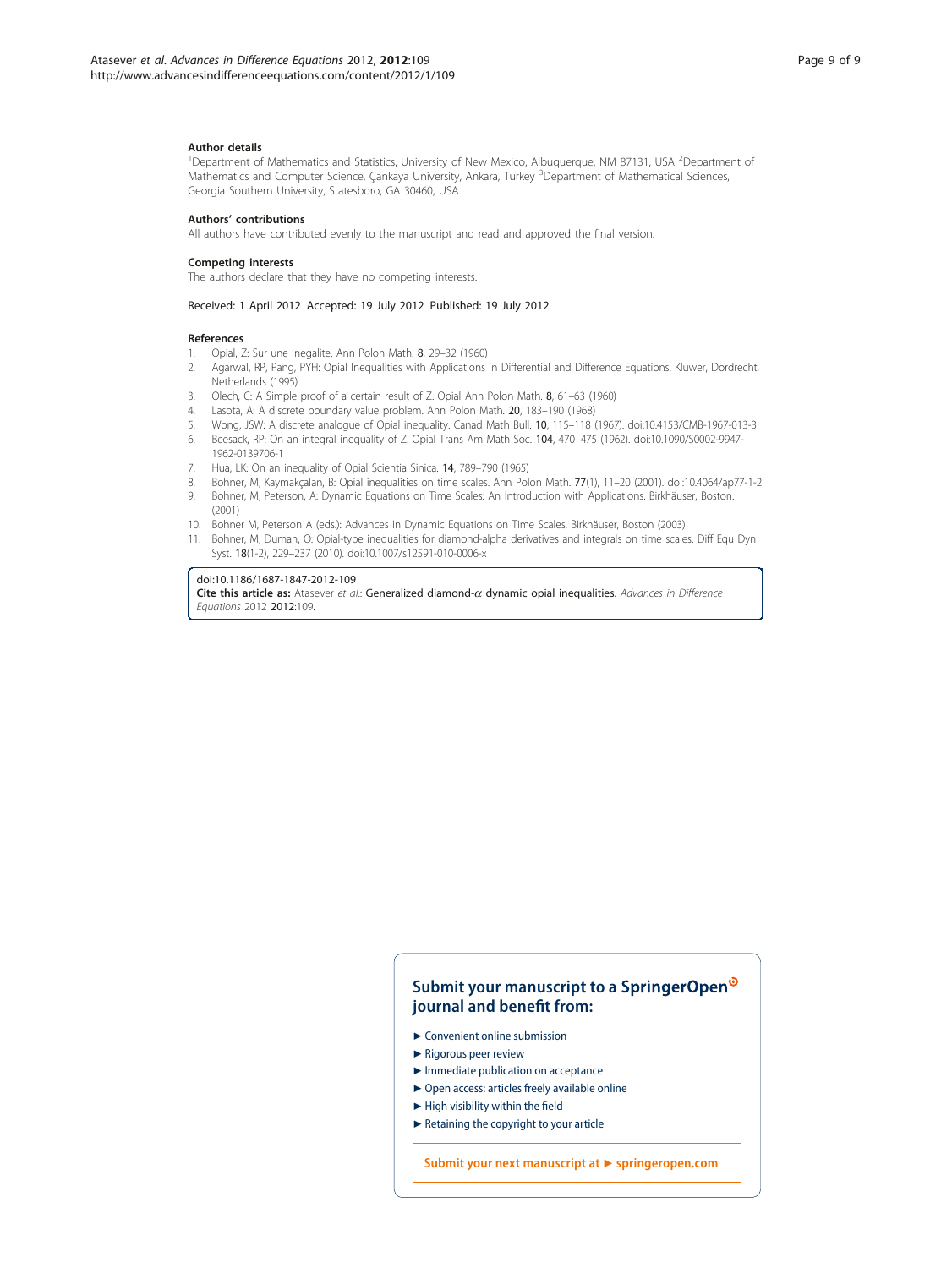### Author details

[1]Department of Mathematics and Statistics, University of New Mexico, Albuquerque, NM 87131, USA [2]Department of Mathematics and Computer Science, Çankaya University, Ankara, Turkey [3]Department of Mathematical Sciences, Georgia Southern University, Statesboro, GA 30460, USA

### Authors' contributions

All authors have contributed evenly to the manuscript and read and approved the final version.

### Competing interests

The authors declare that they have no competing interests.

Received: 1 April 2012 Accepted: 19 July 2012 Published: 19 July 2012

### References

1. Opial, Z: Sur une inegalite. Ann Polon Math. **8**, 29–32 (1960)
2. Agarwal, RP, Pang, PYH: Opial Inequalities with Applications in Differential and Difference Equations. Kluwer, Dordrecht, Netherlands (1995)
3. Olech, C: A Simple proof of a certain result of Z. Opial Ann Polon Math. **8**, 61–63 (1960)
4. Lasota, A: A discrete boundary value problem. Ann Polon Math. **20**, 183–190 (1968)
5. Wong, JSW: A discrete analogue of Opial inequality. Canad Math Bull. **10**, 115–118 (1967). doi:10.4153/CMB-1967-013-3
6. Beesack, RP: On an integral inequality of Z. Opial Trans Am Math Soc. **104**, 470–475 (1962). doi:10.1090/S0002-9947-1962-0139706-1
7. Hua, LK: On an inequality of Opial Scientia Sinica. **14**, 789–790 (1965)
8. Bohner, M, Kaymakçalan, B: Opial inequalities on time scales. Ann Polon Math. **77**(1), 11–20 (2001). doi:10.4064/ap77-1-2
9. Bohner, M, Peterson, A: Dynamic Equations on Time Scales: An Introduction with Applications. Birkhäuser, Boston. (2001)
10. Bohner M, Peterson A (eds.): Advances in Dynamic Equations on Time Scales. Birkhäuser, Boston (2003)
11. Bohner, M, Duman, O: Opial-type inequalities for diamond-alpha derivatives and integrals on time scales. Diff Equ Dyn Syst. **18**(1-2), 229–237 (2010). doi:10.1007/s12591-010-0006-x

doi:10.1186/1687-1847-2012-109

**Cite this article as:** Atasever *et al.*: Generalized diamond-$\alpha$ dynamic opial inequalities. *Advances in Difference Equations* 2012 **2012**:109.

**Submit your manuscript to a SpringerOpen journal and benefit from:**

- ► Convenient online submission
- ► Rigorous peer review
- ► Immediate publication on acceptance
- ► Open access: articles freely available online
- ► High visibility within the field
- ► Retaining the copyright to your article

**Submit your next manuscript at ► springeropen.com**